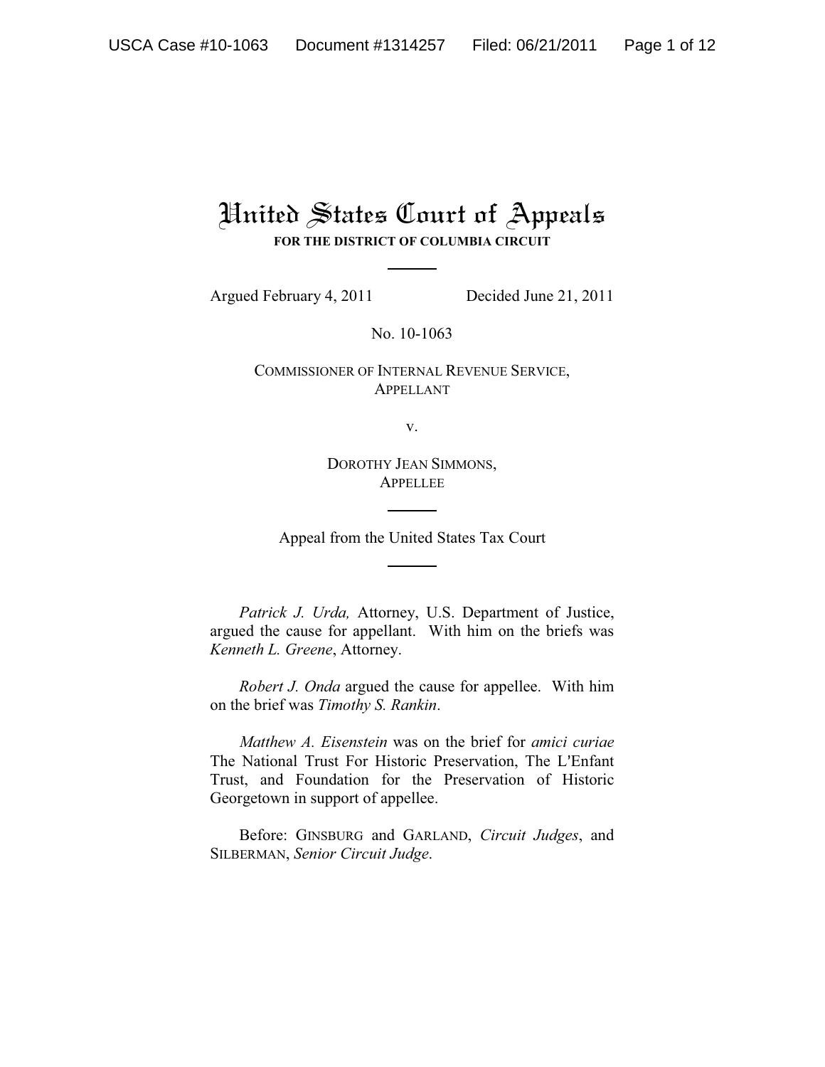# United States Court of Appeals

**FOR THE DISTRICT OF COLUMBIA CIRCUIT**

Argued February 4, 2011 Decided June 21, 2011

No. 10-1063

COMMISSIONER OF INTERNAL REVENUE SERVICE,
APPELLANT

v.

DOROTHY JEAN SIMMONS,
APPELLEE

Appeal from the United States Tax Court

*Patrick J. Urda,* Attorney, U.S. Department of Justice, argued the cause for appellant. With him on the briefs was *Kenneth L. Greene*, Attorney.

*Robert J. Onda* argued the cause for appellee. With him on the brief was *Timothy S. Rankin*.

*Matthew A. Eisenstein* was on the brief for *amici curiae* The National Trust For Historic Preservation, The L'Enfant Trust, and Foundation for the Preservation of Historic Georgetown in support of appellee.

Before: GINSBURG and GARLAND, *Circuit Judges*, and SILBERMAN, *Senior Circuit Judge*.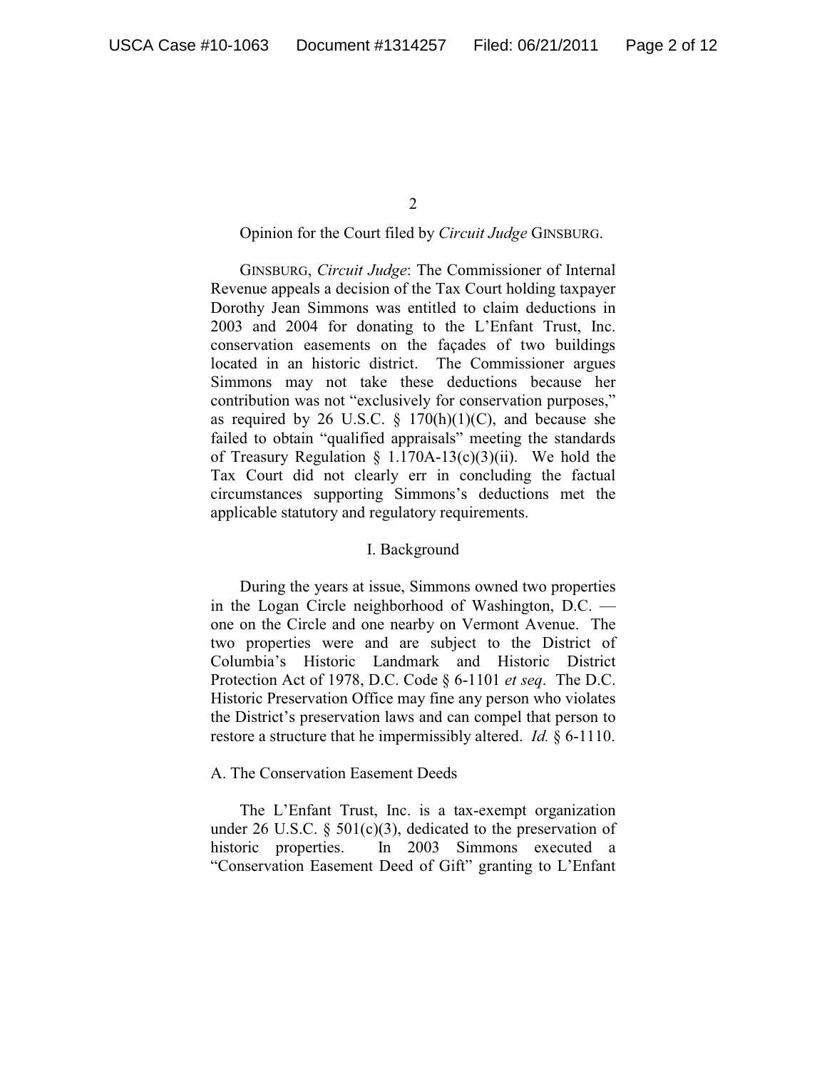Opinion for the Court filed by *Circuit Judge* GINSBURG.

GINSBURG, *Circuit Judge*: The Commissioner of Internal Revenue appeals a decision of the Tax Court holding taxpayer Dorothy Jean Simmons was entitled to claim deductions in 2003 and 2004 for donating to the L'Enfant Trust, Inc. conservation easements on the façades of two buildings located in an historic district. The Commissioner argues Simmons may not take these deductions because her contribution was not "exclusively for conservation purposes," as required by 26 U.S.C. § 170(h)(1)(C), and because she failed to obtain "qualified appraisals" meeting the standards of Treasury Regulation § 1.170A-13(c)(3)(ii). We hold the Tax Court did not clearly err in concluding the factual circumstances supporting Simmons's deductions met the applicable statutory and regulatory requirements.

## I. Background

During the years at issue, Simmons owned two properties in the Logan Circle neighborhood of Washington, D.C. — one on the Circle and one nearby on Vermont Avenue. The two properties were and are subject to the District of Columbia's Historic Landmark and Historic District Protection Act of 1978, D.C. Code § 6-1101 *et seq*. The D.C. Historic Preservation Office may fine any person who violates the District's preservation laws and can compel that person to restore a structure that he impermissibly altered. *Id.* § 6-1110.

### A. The Conservation Easement Deeds

The L'Enfant Trust, Inc. is a tax-exempt organization under 26 U.S.C. § 501(c)(3), dedicated to the preservation of historic properties. In 2003 Simmons executed a "Conservation Easement Deed of Gift" granting to L'Enfant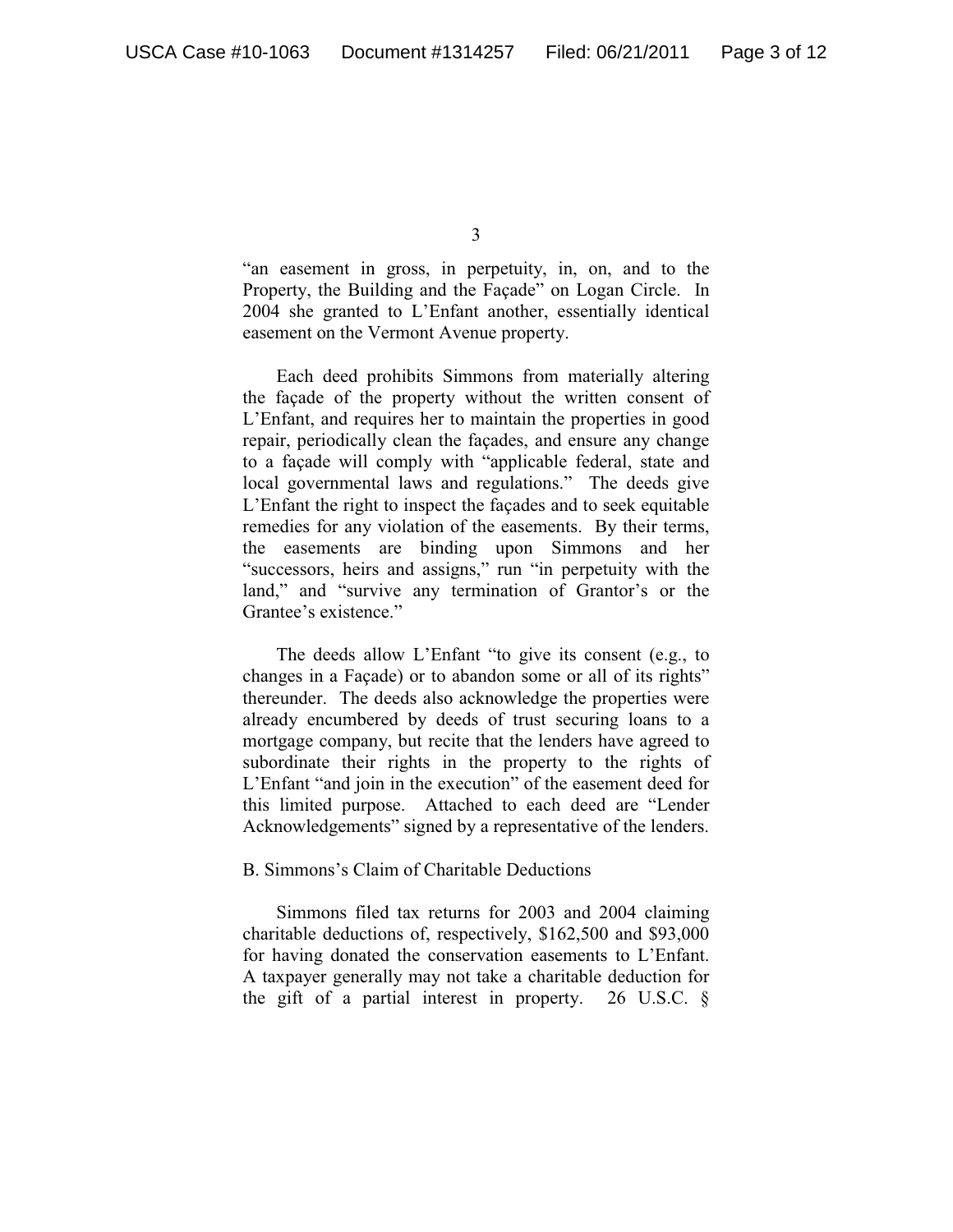"an easement in gross, in perpetuity, in, on, and to the Property, the Building and the Façade" on Logan Circle. In 2004 she granted to L'Enfant another, essentially identical easement on the Vermont Avenue property.

Each deed prohibits Simmons from materially altering the façade of the property without the written consent of L'Enfant, and requires her to maintain the properties in good repair, periodically clean the façades, and ensure any change to a façade will comply with "applicable federal, state and local governmental laws and regulations." The deeds give L'Enfant the right to inspect the façades and to seek equitable remedies for any violation of the easements. By their terms, the easements are binding upon Simmons and her "successors, heirs and assigns," run "in perpetuity with the land," and "survive any termination of Grantor's or the Grantee's existence."

The deeds allow L'Enfant "to give its consent (e.g., to changes in a Façade) or to abandon some or all of its rights" thereunder. The deeds also acknowledge the properties were already encumbered by deeds of trust securing loans to a mortgage company, but recite that the lenders have agreed to subordinate their rights in the property to the rights of L'Enfant "and join in the execution" of the easement deed for this limited purpose. Attached to each deed are "Lender Acknowledgements" signed by a representative of the lenders.

B. Simmons's Claim of Charitable Deductions

Simmons filed tax returns for 2003 and 2004 claiming charitable deductions of, respectively, $162,500 and $93,000 for having donated the conservation easements to L'Enfant. A taxpayer generally may not take a charitable deduction for the gift of a partial interest in property. 26 U.S.C. §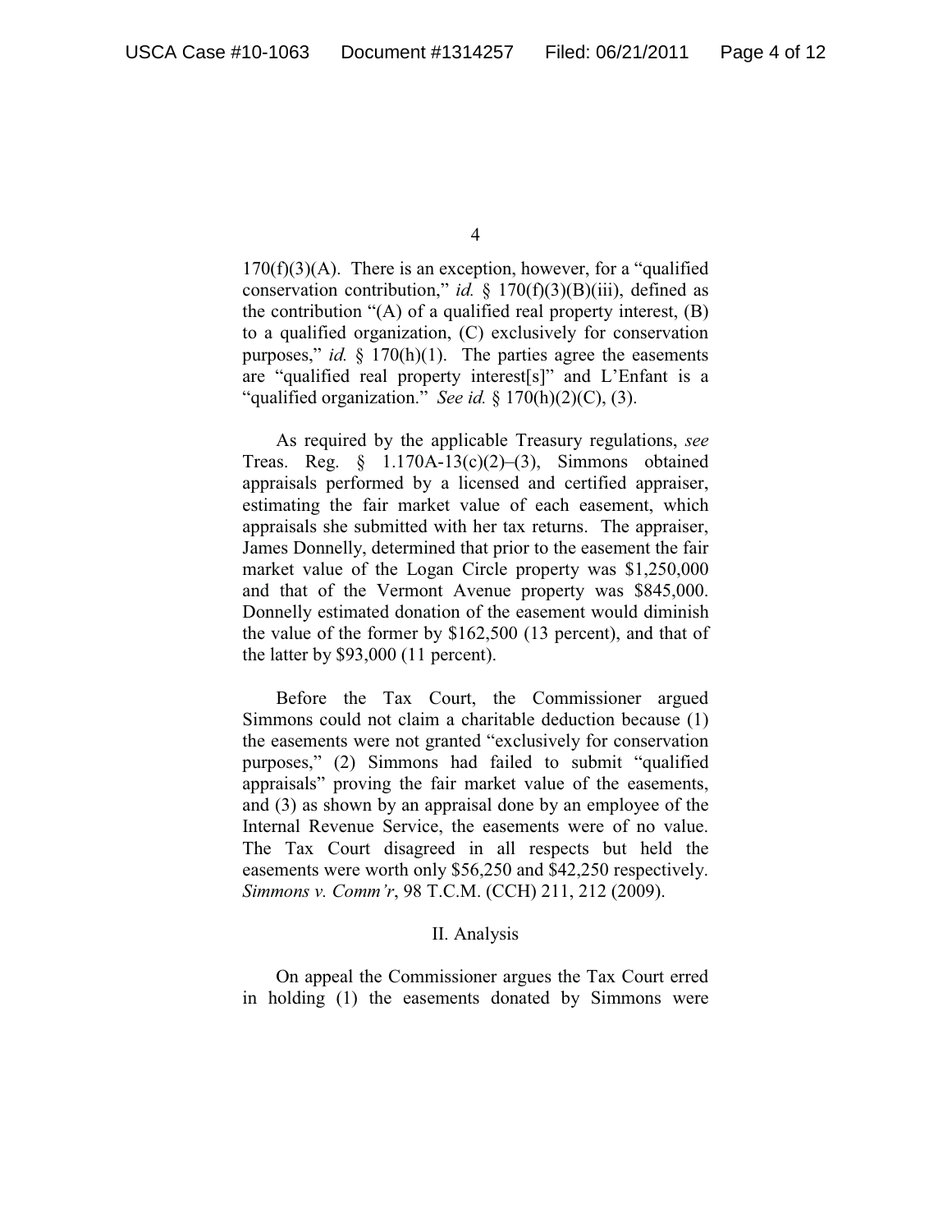170(f)(3)(A). There is an exception, however, for a "qualified conservation contribution," *id.* § 170(f)(3)(B)(iii), defined as the contribution "(A) of a qualified real property interest, (B) to a qualified organization, (C) exclusively for conservation purposes," *id.* § 170(h)(1). The parties agree the easements are "qualified real property interest[s]" and L'Enfant is a "qualified organization." *See id.* § 170(h)(2)(C), (3).

As required by the applicable Treasury regulations, *see* Treas. Reg. § 1.170A-13(c)(2)–(3), Simmons obtained appraisals performed by a licensed and certified appraiser, estimating the fair market value of each easement, which appraisals she submitted with her tax returns. The appraiser, James Donnelly, determined that prior to the easement the fair market value of the Logan Circle property was $1,250,000 and that of the Vermont Avenue property was $845,000. Donnelly estimated donation of the easement would diminish the value of the former by $162,500 (13 percent), and that of the latter by $93,000 (11 percent).

Before the Tax Court, the Commissioner argued Simmons could not claim a charitable deduction because (1) the easements were not granted "exclusively for conservation purposes," (2) Simmons had failed to submit "qualified appraisals" proving the fair market value of the easements, and (3) as shown by an appraisal done by an employee of the Internal Revenue Service, the easements were of no value. The Tax Court disagreed in all respects but held the easements were worth only $56,250 and $42,250 respectively. *Simmons v. Comm'r*, 98 T.C.M. (CCH) 211, 212 (2009).

## II. Analysis

On appeal the Commissioner argues the Tax Court erred in holding (1) the easements donated by Simmons were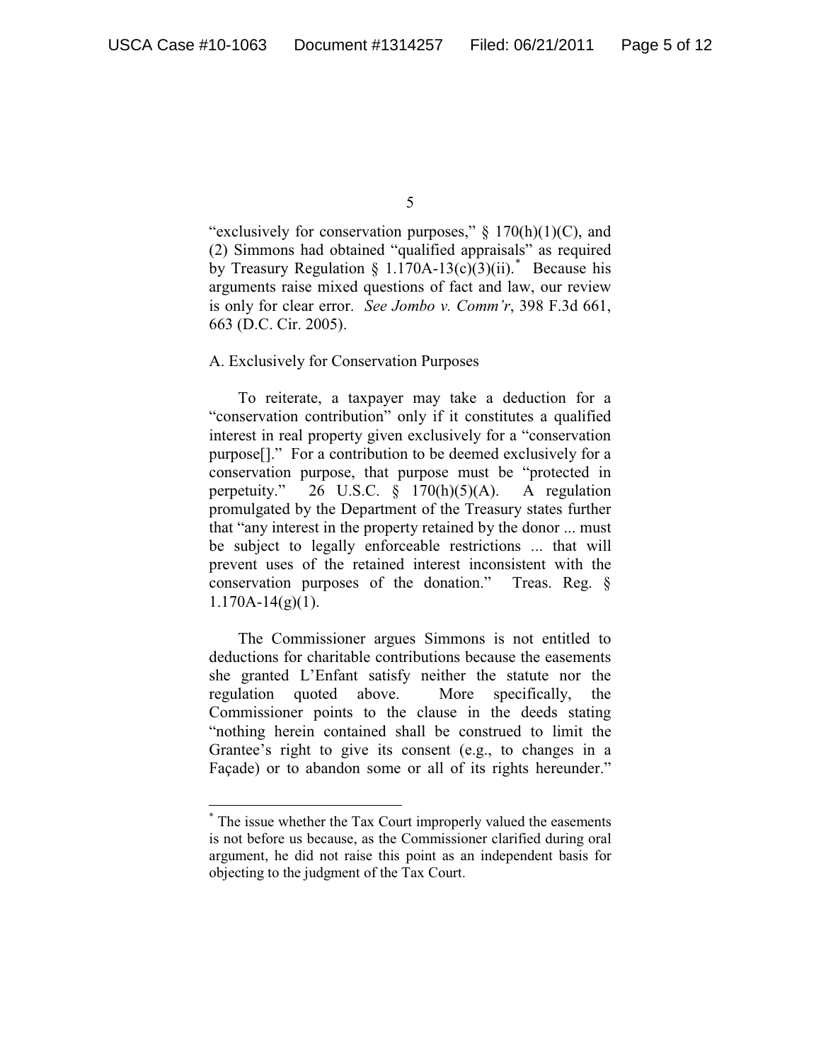"exclusively for conservation purposes," § 170(h)(1)(C), and (2) Simmons had obtained "qualified appraisals" as required by Treasury Regulation § 1.170A-13(c)(3)(ii).[*] Because his arguments raise mixed questions of fact and law, our review is only for clear error. *See Jombo v. Comm'r*, 398 F.3d 661, 663 (D.C. Cir. 2005).

A. Exclusively for Conservation Purposes

To reiterate, a taxpayer may take a deduction for a "conservation contribution" only if it constitutes a qualified interest in real property given exclusively for a "conservation purpose[]." For a contribution to be deemed exclusively for a conservation purpose, that purpose must be "protected in perpetuity." 26 U.S.C. § 170(h)(5)(A). A regulation promulgated by the Department of the Treasury states further that "any interest in the property retained by the donor ... must be subject to legally enforceable restrictions ... that will prevent uses of the retained interest inconsistent with the conservation purposes of the donation." Treas. Reg. § 1.170A-14(g)(1).

The Commissioner argues Simmons is not entitled to deductions for charitable contributions because the easements she granted L'Enfant satisfy neither the statute nor the regulation quoted above. More specifically, the Commissioner points to the clause in the deeds stating "nothing herein contained shall be construed to limit the Grantee's right to give its consent (e.g., to changes in a Façade) or to abandon some or all of its rights hereunder."

[*] The issue whether the Tax Court improperly valued the easements is not before us because, as the Commissioner clarified during oral argument, he did not raise this point as an independent basis for objecting to the judgment of the Tax Court.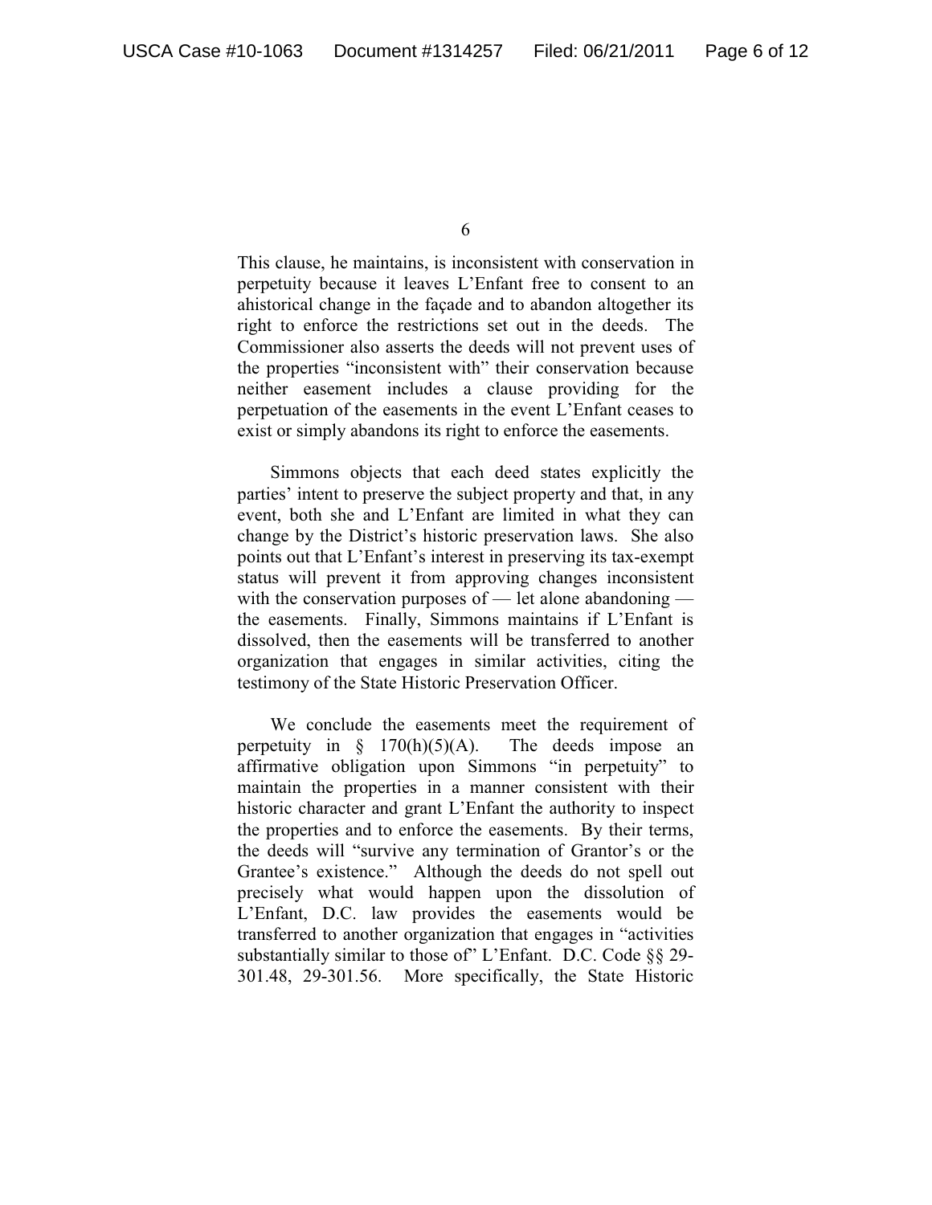This clause, he maintains, is inconsistent with conservation in perpetuity because it leaves L'Enfant free to consent to an ahistorical change in the façade and to abandon altogether its right to enforce the restrictions set out in the deeds. The Commissioner also asserts the deeds will not prevent uses of the properties "inconsistent with" their conservation because neither easement includes a clause providing for the perpetuation of the easements in the event L'Enfant ceases to exist or simply abandons its right to enforce the easements.

Simmons objects that each deed states explicitly the parties' intent to preserve the subject property and that, in any event, both she and L'Enfant are limited in what they can change by the District's historic preservation laws. She also points out that L'Enfant's interest in preserving its tax-exempt status will prevent it from approving changes inconsistent with the conservation purposes of — let alone abandoning — the easements. Finally, Simmons maintains if L'Enfant is dissolved, then the easements will be transferred to another organization that engages in similar activities, citing the testimony of the State Historic Preservation Officer.

We conclude the easements meet the requirement of perpetuity in § 170(h)(5)(A). The deeds impose an affirmative obligation upon Simmons "in perpetuity" to maintain the properties in a manner consistent with their historic character and grant L'Enfant the authority to inspect the properties and to enforce the easements. By their terms, the deeds will "survive any termination of Grantor's or the Grantee's existence." Although the deeds do not spell out precisely what would happen upon the dissolution of L'Enfant, D.C. law provides the easements would be transferred to another organization that engages in "activities substantially similar to those of" L'Enfant. D.C. Code §§ 29-301.48, 29-301.56. More specifically, the State Historic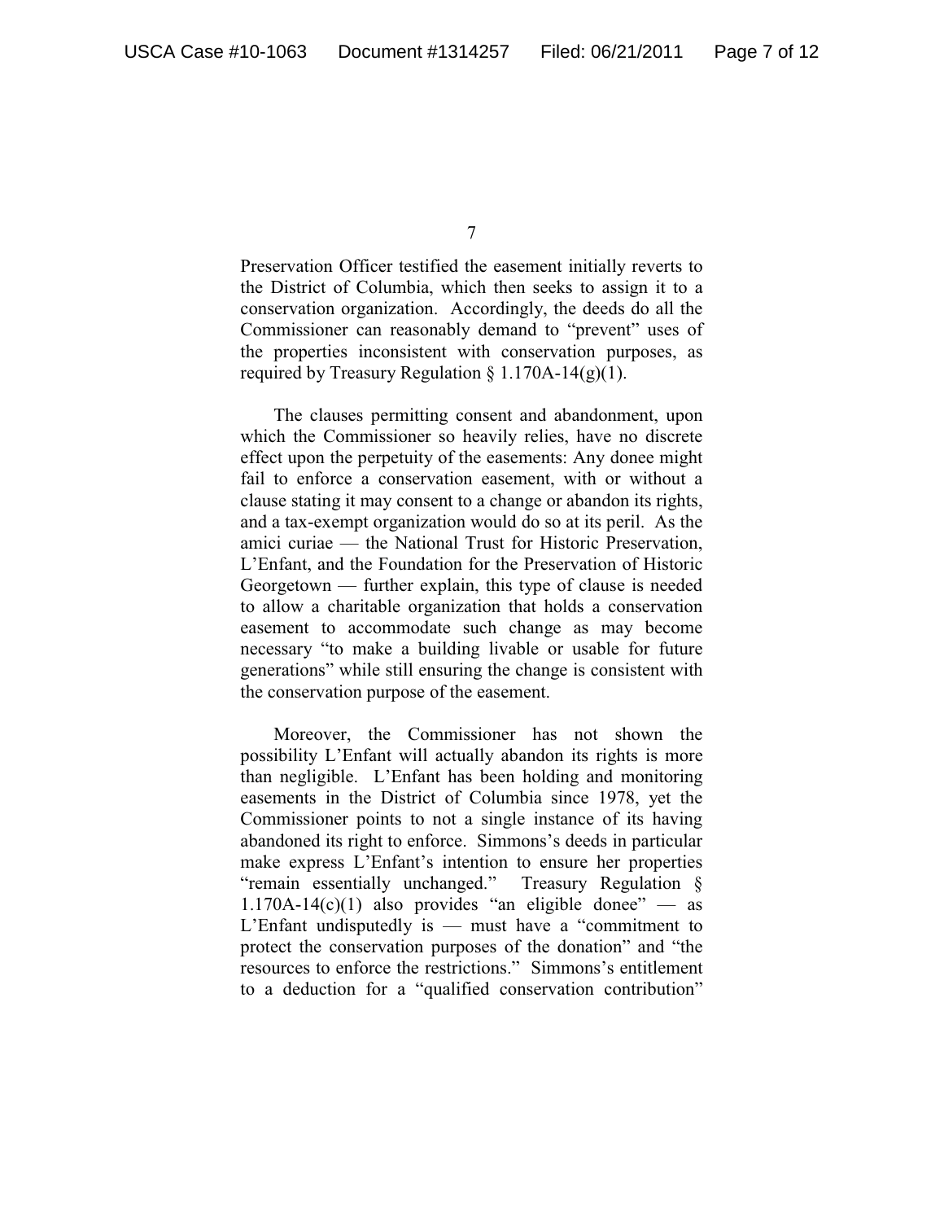Preservation Officer testified the easement initially reverts to the District of Columbia, which then seeks to assign it to a conservation organization. Accordingly, the deeds do all the Commissioner can reasonably demand to "prevent" uses of the properties inconsistent with conservation purposes, as required by Treasury Regulation § 1.170A-14(g)(1).

The clauses permitting consent and abandonment, upon which the Commissioner so heavily relies, have no discrete effect upon the perpetuity of the easements: Any donee might fail to enforce a conservation easement, with or without a clause stating it may consent to a change or abandon its rights, and a tax-exempt organization would do so at its peril. As the amici curiae — the National Trust for Historic Preservation, L'Enfant, and the Foundation for the Preservation of Historic Georgetown — further explain, this type of clause is needed to allow a charitable organization that holds a conservation easement to accommodate such change as may become necessary "to make a building livable or usable for future generations" while still ensuring the change is consistent with the conservation purpose of the easement.

Moreover, the Commissioner has not shown the possibility L'Enfant will actually abandon its rights is more than negligible. L'Enfant has been holding and monitoring easements in the District of Columbia since 1978, yet the Commissioner points to not a single instance of its having abandoned its right to enforce. Simmons's deeds in particular make express L'Enfant's intention to ensure her properties "remain essentially unchanged." Treasury Regulation § 1.170A-14(c)(1) also provides "an eligible donee" — as L'Enfant undisputedly is — must have a "commitment to protect the conservation purposes of the donation" and "the resources to enforce the restrictions." Simmons's entitlement to a deduction for a "qualified conservation contribution"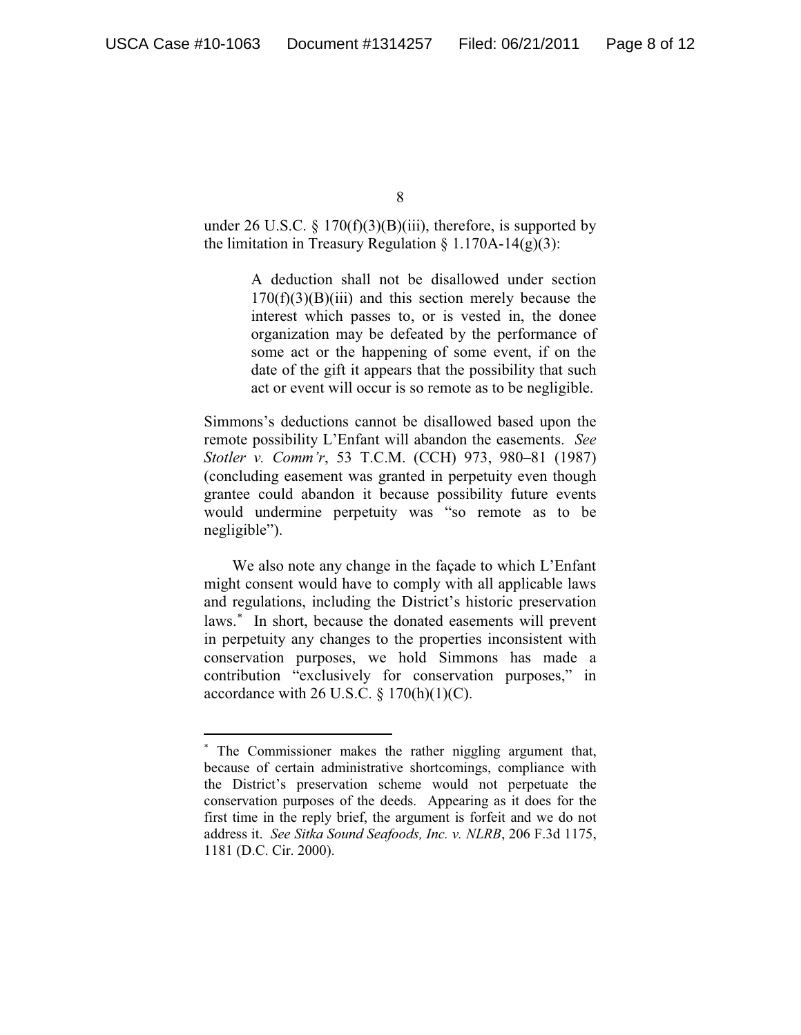under 26 U.S.C. § 170(f)(3)(B)(iii), therefore, is supported by the limitation in Treasury Regulation § 1.170A-14(g)(3):

> A deduction shall not be disallowed under section 170(f)(3)(B)(iii) and this section merely because the interest which passes to, or is vested in, the donee organization may be defeated by the performance of some act or the happening of some event, if on the date of the gift it appears that the possibility that such act or event will occur is so remote as to be negligible.

Simmons's deductions cannot be disallowed based upon the remote possibility L'Enfant will abandon the easements. *See Stotler v. Comm'r*, 53 T.C.M. (CCH) 973, 980–81 (1987) (concluding easement was granted in perpetuity even though grantee could abandon it because possibility future events would undermine perpetuity was "so remote as to be negligible").

We also note any change in the façade to which L'Enfant might consent would have to comply with all applicable laws and regulations, including the District's historic preservation laws.* In short, because the donated easements will prevent in perpetuity any changes to the properties inconsistent with conservation purposes, we hold Simmons has made a contribution "exclusively for conservation purposes," in accordance with 26 U.S.C. § 170(h)(1)(C).

---

* The Commissioner makes the rather niggling argument that, because of certain administrative shortcomings, compliance with the District's preservation scheme would not perpetuate the conservation purposes of the deeds. Appearing as it does for the first time in the reply brief, the argument is forfeit and we do not address it. *See Sitka Sound Seafoods, Inc. v. NLRB*, 206 F.3d 1175, 1181 (D.C. Cir. 2000).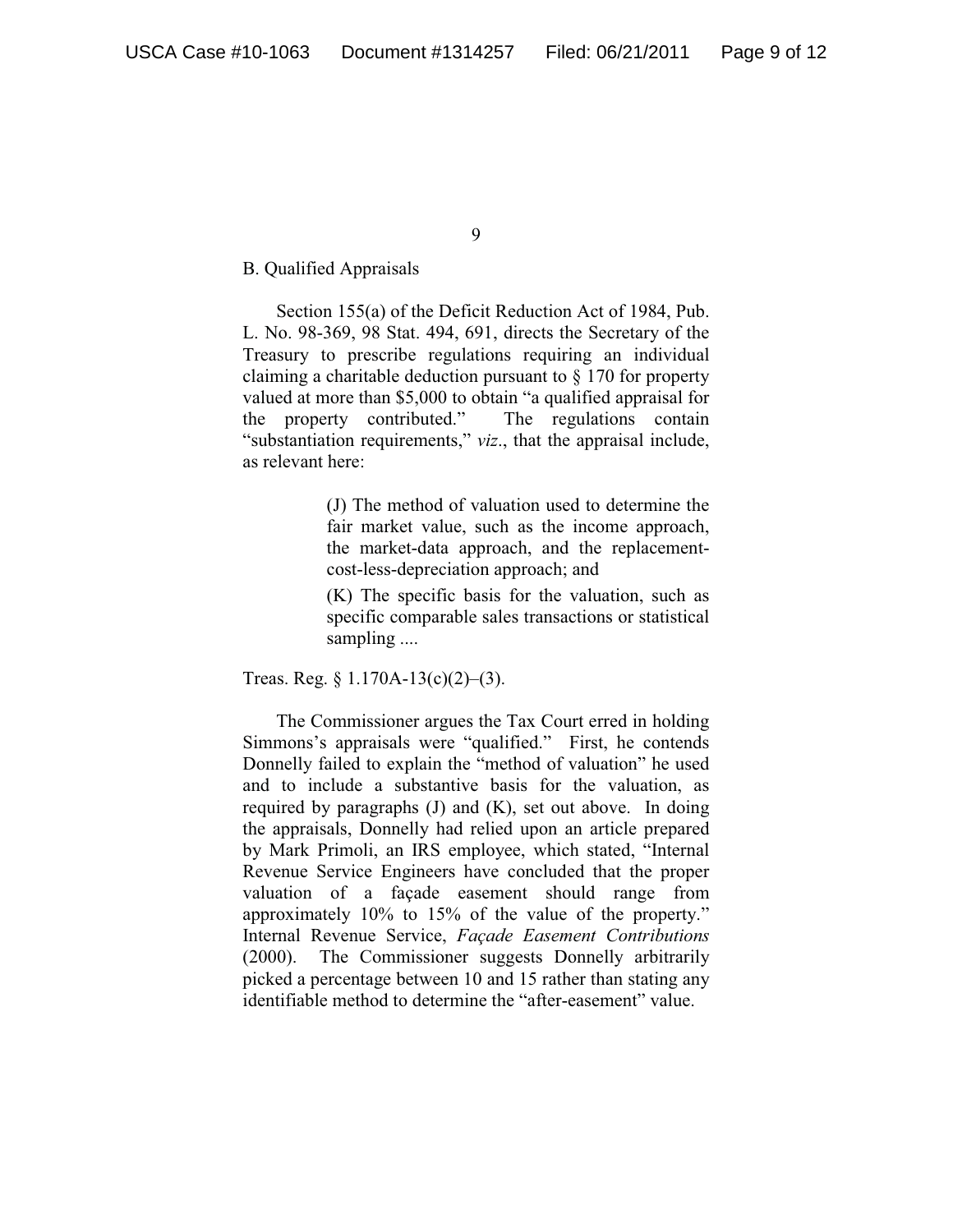B. Qualified Appraisals

Section 155(a) of the Deficit Reduction Act of 1984, Pub. L. No. 98-369, 98 Stat. 494, 691, directs the Secretary of the Treasury to prescribe regulations requiring an individual claiming a charitable deduction pursuant to § 170 for property valued at more than $5,000 to obtain "a qualified appraisal for the property contributed." The regulations contain "substantiation requirements," *viz*., that the appraisal include, as relevant here:

> (J) The method of valuation used to determine the fair market value, such as the income approach, the market-data approach, and the replacement-cost-less-depreciation approach; and
>
> (K) The specific basis for the valuation, such as specific comparable sales transactions or statistical sampling ....

Treas. Reg. § 1.170A-13(c)(2)–(3).

The Commissioner argues the Tax Court erred in holding Simmons's appraisals were "qualified." First, he contends Donnelly failed to explain the "method of valuation" he used and to include a substantive basis for the valuation, as required by paragraphs (J) and (K), set out above. In doing the appraisals, Donnelly had relied upon an article prepared by Mark Primoli, an IRS employee, which stated, "Internal Revenue Service Engineers have concluded that the proper valuation of a façade easement should range from approximately 10% to 15% of the value of the property." Internal Revenue Service, *Façade Easement Contributions* (2000). The Commissioner suggests Donnelly arbitrarily picked a percentage between 10 and 15 rather than stating any identifiable method to determine the "after-easement" value.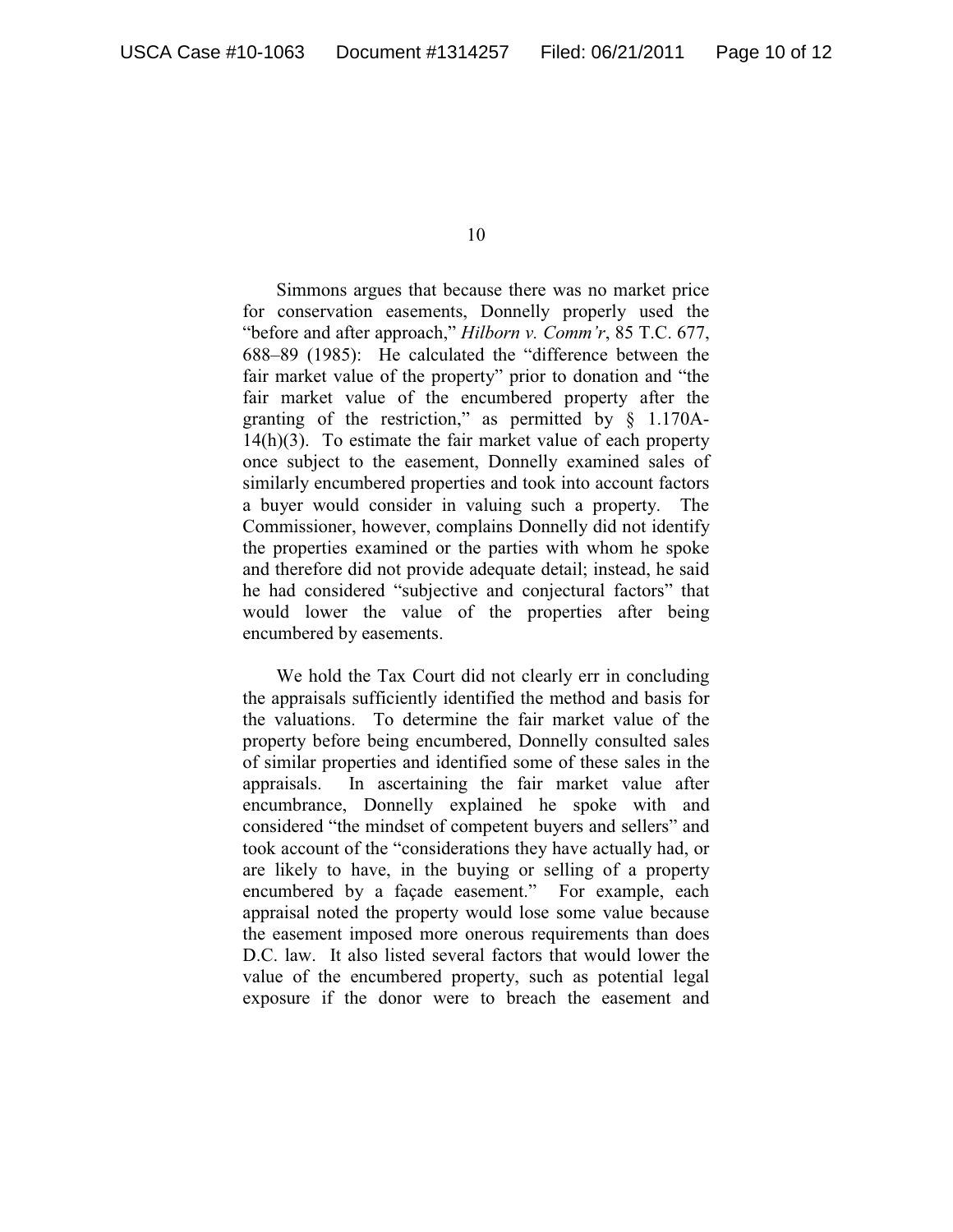Simmons argues that because there was no market price for conservation easements, Donnelly properly used the "before and after approach," *Hilborn v. Comm'r*, 85 T.C. 677, 688–89 (1985): He calculated the "difference between the fair market value of the property" prior to donation and "the fair market value of the encumbered property after the granting of the restriction," as permitted by § 1.170A-14(h)(3). To estimate the fair market value of each property once subject to the easement, Donnelly examined sales of similarly encumbered properties and took into account factors a buyer would consider in valuing such a property. The Commissioner, however, complains Donnelly did not identify the properties examined or the parties with whom he spoke and therefore did not provide adequate detail; instead, he said he had considered "subjective and conjectural factors" that would lower the value of the properties after being encumbered by easements.

We hold the Tax Court did not clearly err in concluding the appraisals sufficiently identified the method and basis for the valuations. To determine the fair market value of the property before being encumbered, Donnelly consulted sales of similar properties and identified some of these sales in the appraisals. In ascertaining the fair market value after encumbrance, Donnelly explained he spoke with and considered "the mindset of competent buyers and sellers" and took account of the "considerations they have actually had, or are likely to have, in the buying or selling of a property encumbered by a façade easement." For example, each appraisal noted the property would lose some value because the easement imposed more onerous requirements than does D.C. law. It also listed several factors that would lower the value of the encumbered property, such as potential legal exposure if the donor were to breach the easement and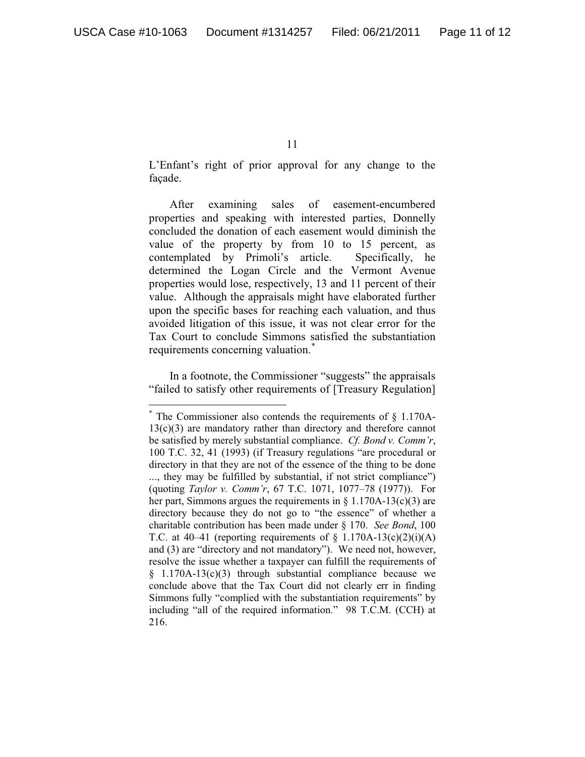L'Enfant's right of prior approval for any change to the façade.

After examining sales of easement-encumbered properties and speaking with interested parties, Donnelly concluded the donation of each easement would diminish the value of the property by from 10 to 15 percent, as contemplated by Primoli's article. Specifically, he determined the Logan Circle and the Vermont Avenue properties would lose, respectively, 13 and 11 percent of their value. Although the appraisals might have elaborated further upon the specific bases for reaching each valuation, and thus avoided litigation of this issue, it was not clear error for the Tax Court to conclude Simmons satisfied the substantiation requirements concerning valuation.[*]

In a footnote, the Commissioner "suggests" the appraisals "failed to satisfy other requirements of [Treasury Regulation]

---

[*] The Commissioner also contends the requirements of § 1.170A-13(c)(3) are mandatory rather than directory and therefore cannot be satisfied by merely substantial compliance. *Cf. Bond v. Comm'r*, 100 T.C. 32, 41 (1993) (if Treasury regulations "are procedural or directory in that they are not of the essence of the thing to be done ..., they may be fulfilled by substantial, if not strict compliance") (quoting *Taylor v. Comm'r*, 67 T.C. 1071, 1077–78 (1977)). For her part, Simmons argues the requirements in § 1.170A-13(c)(3) are directory because they do not go to "the essence" of whether a charitable contribution has been made under § 170. *See Bond*, 100 T.C. at 40–41 (reporting requirements of § 1.170A-13(c)(2)(i)(A) and (3) are "directory and not mandatory"). We need not, however, resolve the issue whether a taxpayer can fulfill the requirements of § 1.170A-13(c)(3) through substantial compliance because we conclude above that the Tax Court did not clearly err in finding Simmons fully "complied with the substantiation requirements" by including "all of the required information." 98 T.C.M. (CCH) at 216.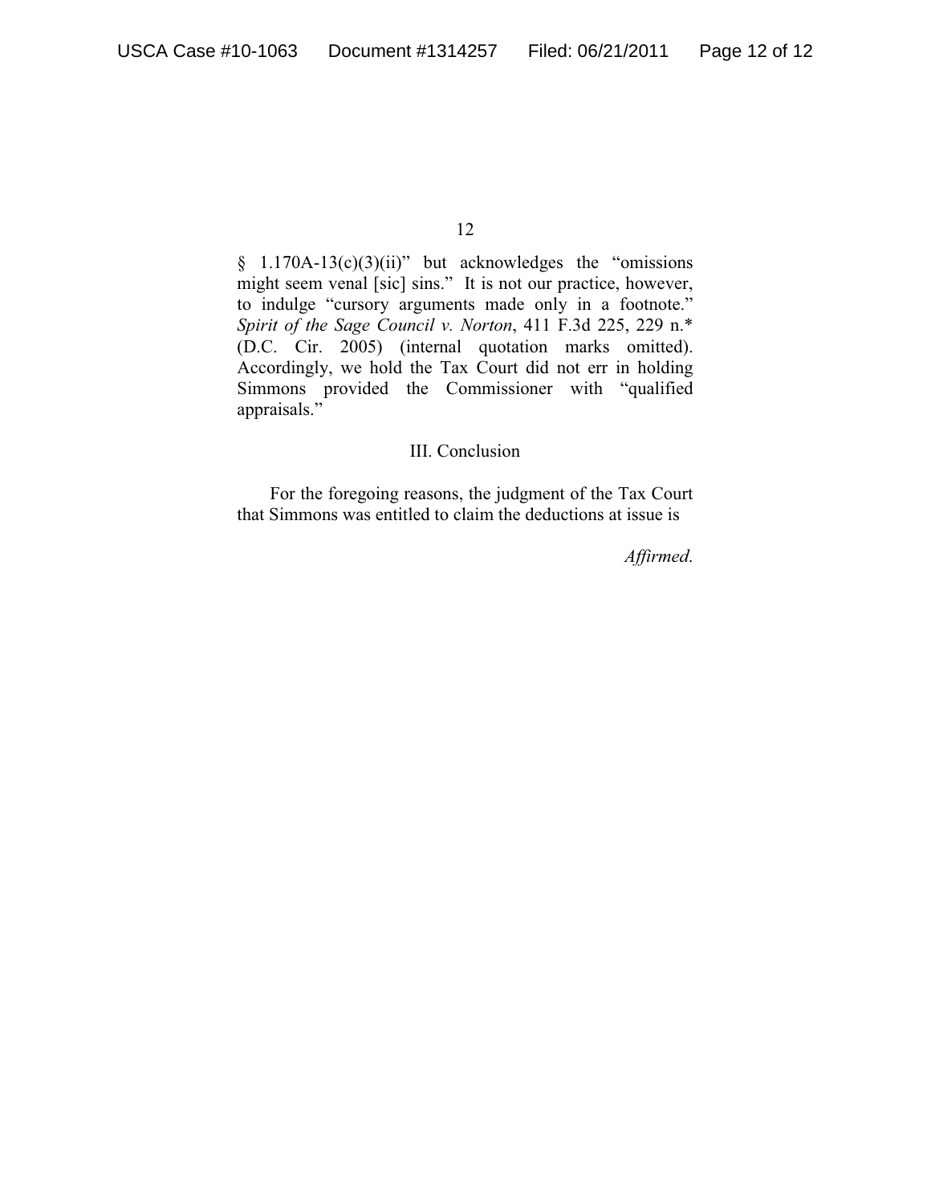§ 1.170A-13(c)(3)(ii)" but acknowledges the "omissions might seem venal [sic] sins." It is not our practice, however, to indulge "cursory arguments made only in a footnote." *Spirit of the Sage Council v. Norton*, 411 F.3d 225, 229 n.* (D.C. Cir. 2005) (internal quotation marks omitted). Accordingly, we hold the Tax Court did not err in holding Simmons provided the Commissioner with "qualified appraisals."

## III. Conclusion

For the foregoing reasons, the judgment of the Tax Court that Simmons was entitled to claim the deductions at issue is

*Affirmed.*